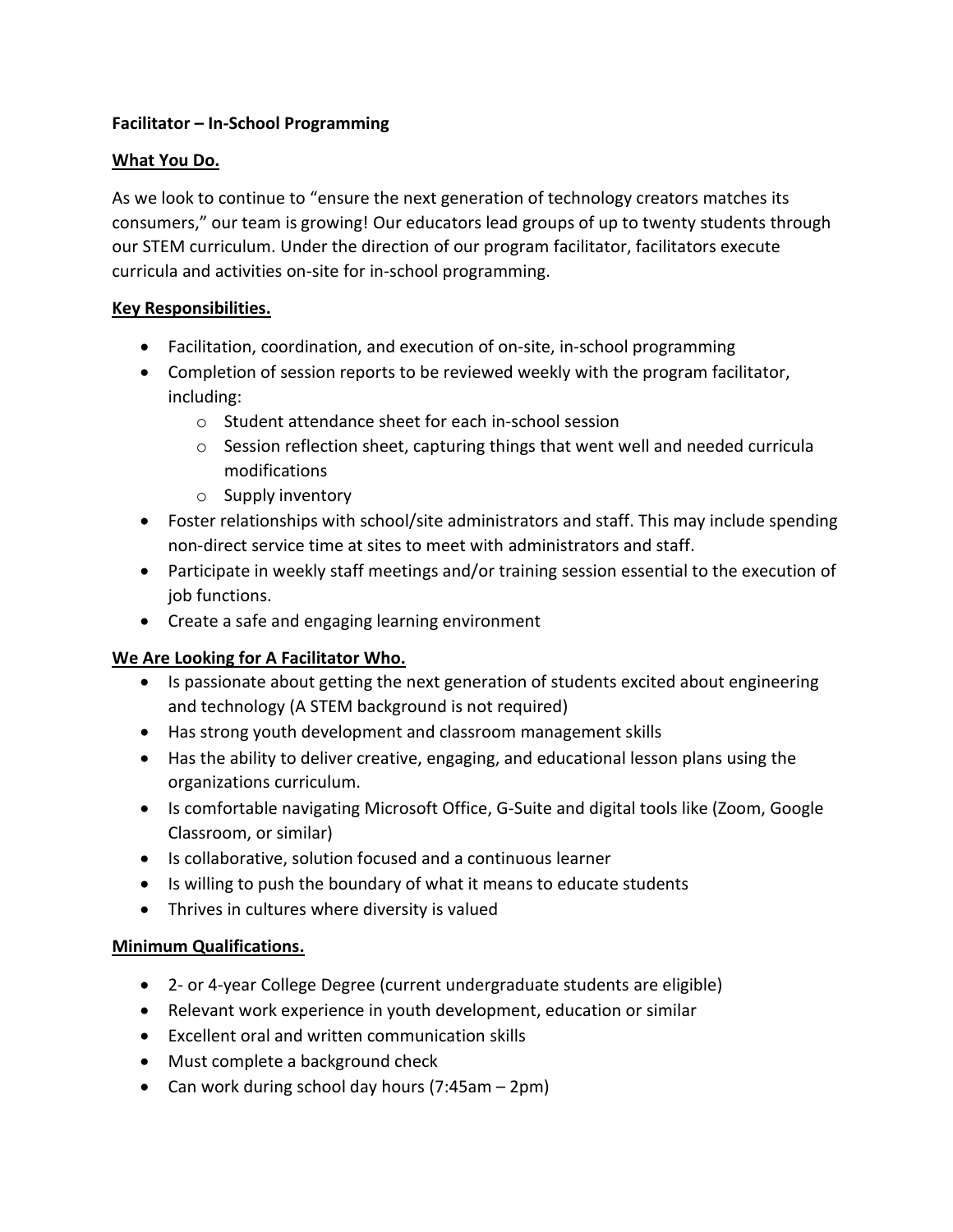**Facilitator – In-School Programming**

**What You Do.**

As we look to continue to "ensure the next generation of technology creators matches its consumers," our team is growing! Our educators lead groups of up to twenty students through our STEM curriculum. Under the direction of our program facilitator, facilitators execute curricula and activities on-site for in-school programming.

**Key Responsibilities.**

- Facilitation, coordination, and execution of on-site, in-school programming
- Completion of session reports to be reviewed weekly with the program facilitator, including:
    - Student attendance sheet for each in-school session
    - Session reflection sheet, capturing things that went well and needed curricula modifications
    - Supply inventory
- Foster relationships with school/site administrators and staff. This may include spending non-direct service time at sites to meet with administrators and staff.
- Participate in weekly staff meetings and/or training session essential to the execution of job functions.
- Create a safe and engaging learning environment

**We Are Looking for A Facilitator Who.**

- Is passionate about getting the next generation of students excited about engineering and technology (A STEM background is not required)
- Has strong youth development and classroom management skills
- Has the ability to deliver creative, engaging, and educational lesson plans using the organizations curriculum.
- Is comfortable navigating Microsoft Office, G-Suite and digital tools like (Zoom, Google Classroom, or similar)
- Is collaborative, solution focused and a continuous learner
- Is willing to push the boundary of what it means to educate students
- Thrives in cultures where diversity is valued

**Minimum Qualifications.**

- 2- or 4-year College Degree (current undergraduate students are eligible)
- Relevant work experience in youth development, education or similar
- Excellent oral and written communication skills
- Must complete a background check
- Can work during school day hours (7:45am – 2pm)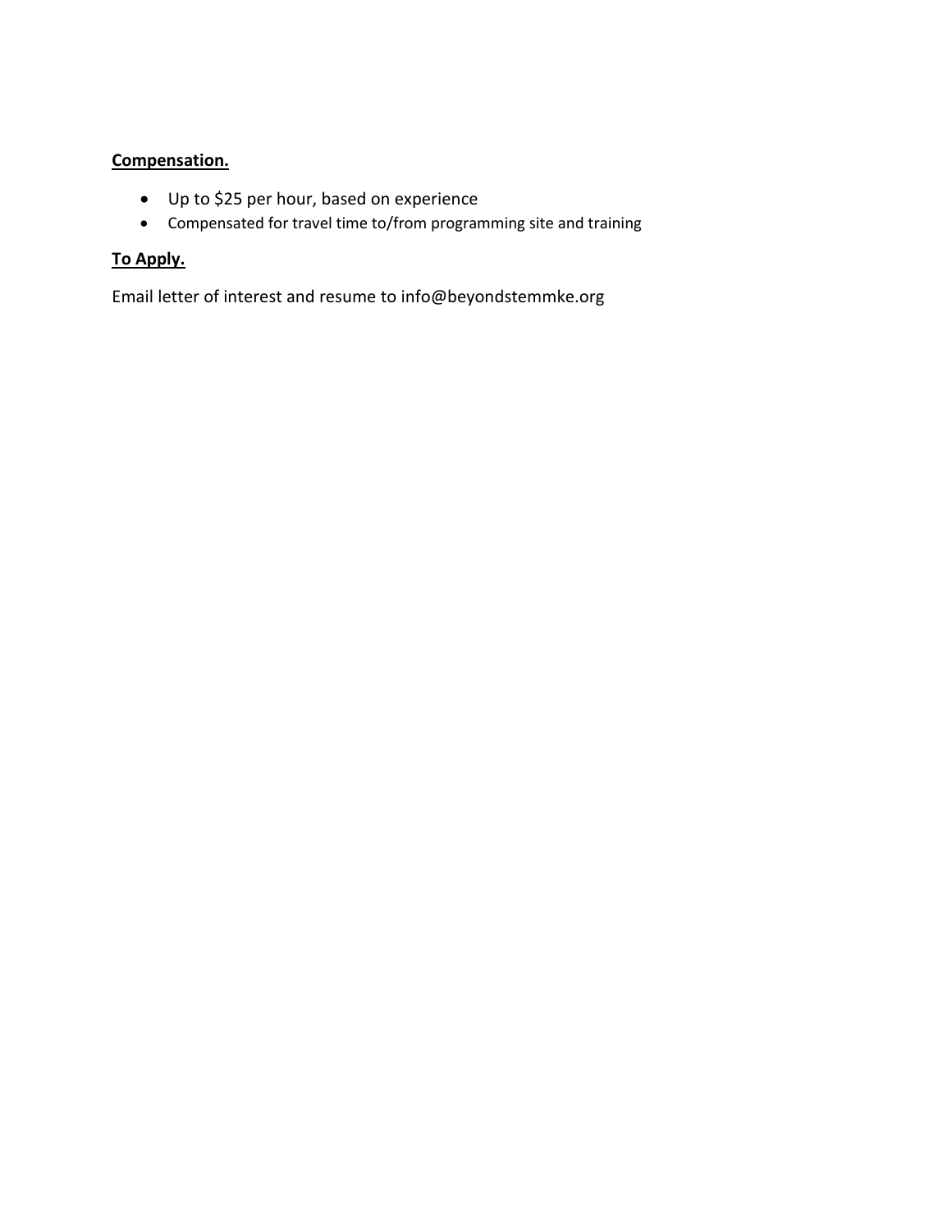**Compensation.**

- Up to $25 per hour, based on experience
- Compensated for travel time to/from programming site and training

**To Apply.**

Email letter of interest and resume to info@beyondstemmke.org